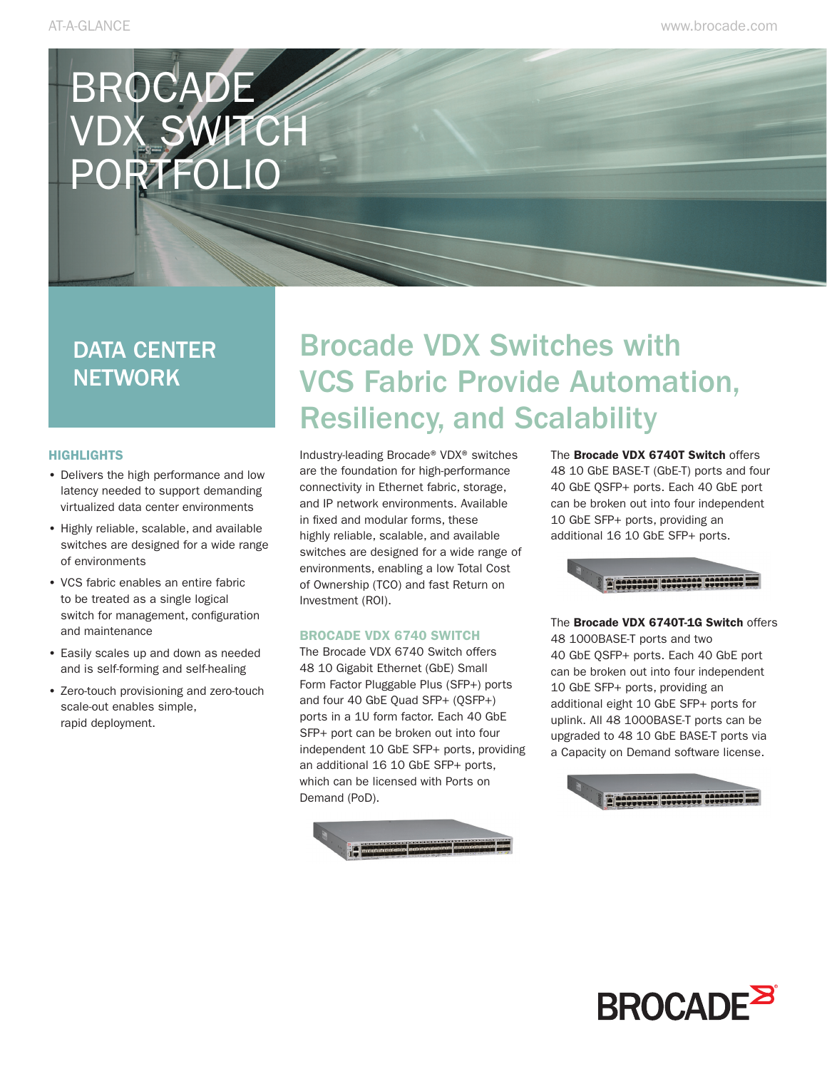AT-A-GLANCE

# BROCADE VDX SWITCH PORTFOLIO

## DATA CENTER NETWORK

### HIGHLIGHTS

- Delivers the high performance and low latency needed to support demanding virtualized data center environments
- Highly reliable, scalable, and available switches are designed for a wide range of environments
- VCS fabric enables an entire fabric to be treated as a single logical switch for management, configuration and maintenance
- Easily scales up and down as needed and is self-forming and self-healing
- Zero-touch provisioning and zero-touch scale-out enables simple, rapid deployment.

## Brocade VDX Switches with VCS Fabric Provide Automation, Resiliency, and Scalability

Industry-leading Brocade® VDX® switches are the foundation for high-performance connectivity in Ethernet fabric, storage, and IP network environments. Available in fixed and modular forms, these highly reliable, scalable, and available switches are designed for a wide range of environments, enabling a low Total Cost of Ownership (TCO) and fast Return on Investment (ROI).

### BROCADE VDX 6740 SWITCH

The Brocade VDX 6740 Switch offers 48 10 Gigabit Ethernet (GbE) Small Form Factor Pluggable Plus (SFP+) ports and four 40 GbE Quad SFP+ (QSFP+) ports in a 1U form factor. Each 40 GbE SFP+ port can be broken out into four independent 10 GbE SFP+ ports, providing an additional 16 10 GbE SFP+ ports, which can be licensed with Ports on Demand (PoD).

The **Brocade VDX 6740T Switch** offers 48 10 GbE BASE-T (GbE-T) ports and four 40 GbE QSFP+ ports. Each 40 GbE port can be broken out into four independent 10 GbE SFP+ ports, providing an additional 16 10 GbE SFP+ ports.

The **Brocade VDX 6740T-1G Switch** offers 48 1000BASE-T ports and two 40 GbE QSFP+ ports. Each 40 GbE port can be broken out into four independent 10 GbE SFP+ ports, providing an additional eight 10 GbE SFP+ ports for uplink. All 48 1000BASE-T ports can be upgraded to 48 10 GbE BASE-T ports via a Capacity on Demand software license.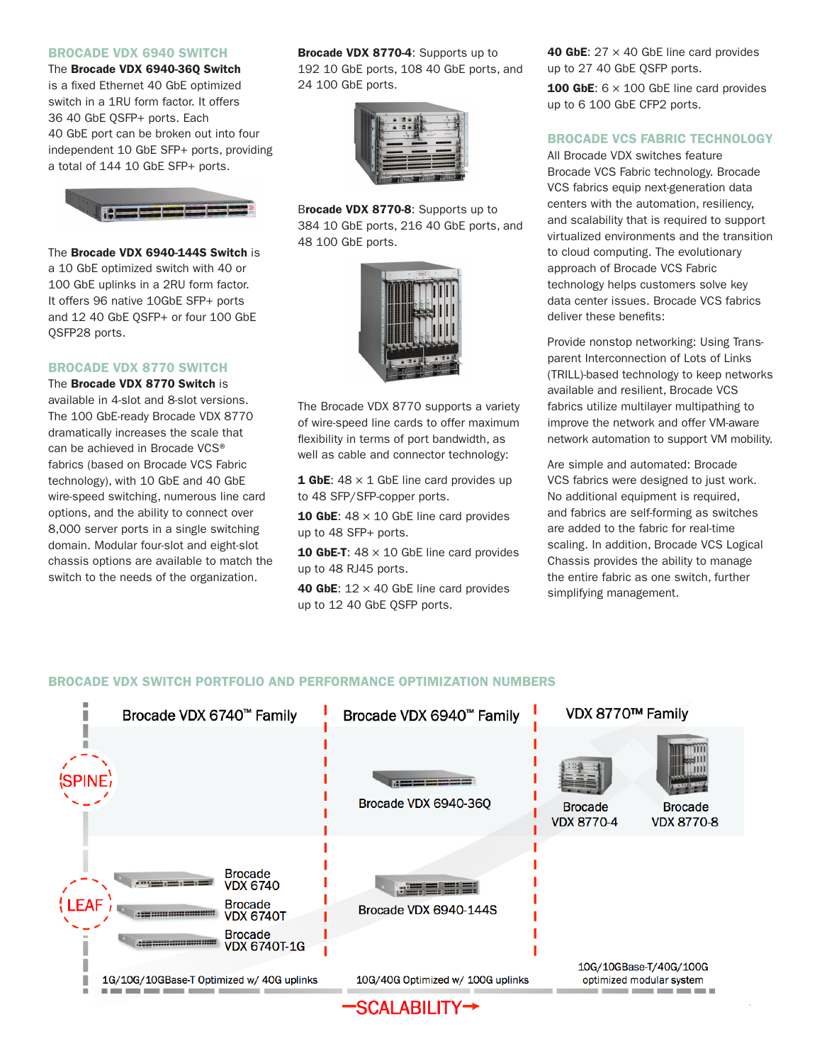## BROCADE VDX 6940 SWITCH

The **Brocade VDX 6940-36Q Switch** is a fixed Ethernet 40 GbE optimized switch in a 1RU form factor. It offers 36 40 GbE QSFP+ ports. Each 40 GbE port can be broken out into four independent 10 GbE SFP+ ports, providing a total of 144 10 GbE SFP+ ports.

The **Brocade VDX 6940-144S Switch** is a 10 GbE optimized switch with 40 or 100 GbE uplinks in a 2RU form factor. It offers 96 native 10GbE SFP+ ports and 12 40 GbE QSFP+ or four 100 GbE QSFP28 ports.

## BROCADE VDX 8770 SWITCH

The **Brocade VDX 8770 Switch** is available in 4-slot and 8-slot versions. The 100 GbE-ready Brocade VDX 8770 dramatically increases the scale that can be achieved in Brocade VCS® fabrics (based on Brocade VCS Fabric technology), with 10 GbE and 40 GbE wire-speed switching, numerous line card options, and the ability to connect over 8,000 server ports in a single switching domain. Modular four-slot and eight-slot chassis options are available to match the switch to the needs of the organization.

**Brocade VDX 8770-4**: Supports up to 192 10 GbE ports, 108 40 GbE ports, and 24 100 GbE ports.

**Brocade VDX 8770-8**: Supports up to 384 10 GbE ports, 216 40 GbE ports, and 48 100 GbE ports.

The Brocade VDX 8770 supports a variety of wire-speed line cards to offer maximum flexibility in terms of port bandwidth, as well as cable and connector technology:

**1 GbE**: 48 × 1 GbE line card provides up to 48 SFP/SFP-copper ports.

**10 GbE**: 48 × 10 GbE line card provides up to 48 SFP+ ports.

**10 GbE-T**: 48 × 10 GbE line card provides up to 48 RJ45 ports.

**40 GbE**: 12 × 40 GbE line card provides up to 12 40 GbE QSFP ports.

**40 GbE**: 27 × 40 GbE line card provides up to 27 40 GbE QSFP ports.

**100 GbE**: 6 × 100 GbE line card provides up to 6 100 GbE CFP2 ports.

## BROCADE VCS FABRIC TECHNOLOGY

All Brocade VDX switches feature Brocade VCS Fabric technology. Brocade VCS fabrics equip next-generation data centers with the automation, resiliency, and scalability that is required to support virtualized environments and the transition to cloud computing. The evolutionary approach of Brocade VCS Fabric technology helps customers solve key data center issues. Brocade VCS fabrics deliver these benefits:

Provide nonstop networking: Using Transparent Interconnection of Lots of Links (TRILL)-based technology to keep networks available and resilient, Brocade VCS fabrics utilize multilayer multipathing to improve the network and offer VM-aware network automation to support VM mobility.

Are simple and automated: Brocade VCS fabrics were designed to just work. No additional equipment is required, and fabrics are self-forming as switches are added to the fabric for real-time scaling. In addition, Brocade VCS Logical Chassis provides the ability to manage the entire fabric as one switch, further simplifying management.

## BROCADE VDX SWITCH PORTFOLIO AND PERFORMANCE OPTIMIZATION NUMBERS

| | Brocade VDX 6740™ Family | Brocade VDX 6940™ Family | VDX 8770™ Family |
|---|---|---|---|
| SPINE | | Brocade VDX 6940-36Q | Brocade VDX 8770-4, Brocade VDX 8770-8 |
| LEAF | Brocade VDX 6740, Brocade VDX 6740T, Brocade VDX 6740T-1G | Brocade VDX 6940-144S | |
| | 1G/10G/10GBase-T Optimized w/ 40G uplinks | 10G/40G Optimized w/ 100G uplinks | 10G/10GBase-T/40G/100G optimized modular system |

SCALABILITY →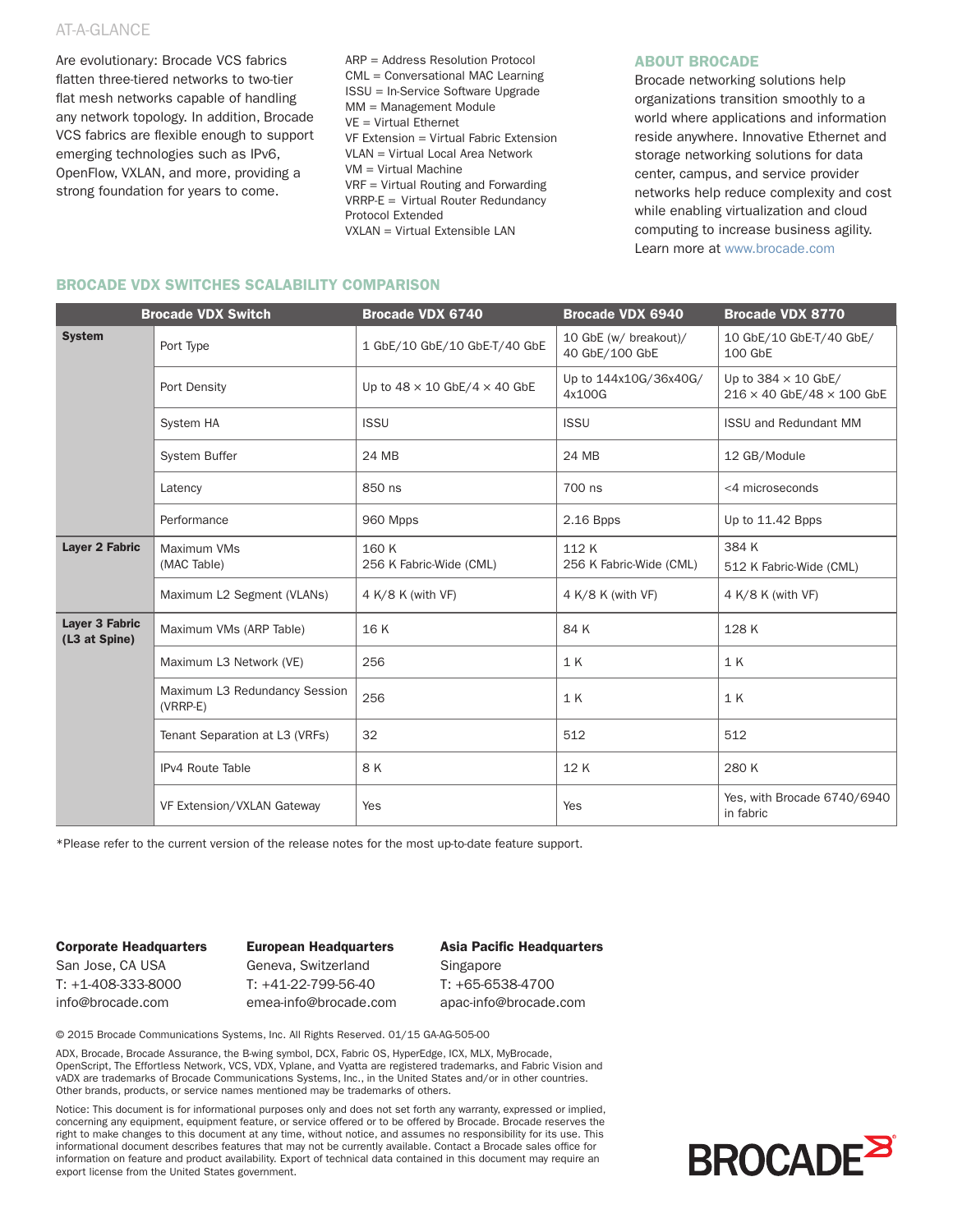AT-A-GLANCE

Are evolutionary: Brocade VCS fabrics flatten three-tiered networks to two-tier flat mesh networks capable of handling any network topology. In addition, Brocade VCS fabrics are flexible enough to support emerging technologies such as IPv6, OpenFlow, VXLAN, and more, providing a strong foundation for years to come.

ARP = Address Resolution Protocol
CML = Conversational MAC Learning
ISSU = In-Service Software Upgrade
MM = Management Module
VE = Virtual Ethernet
VF Extension = Virtual Fabric Extension
VLAN = Virtual Local Area Network
VM = Virtual Machine
VRF = Virtual Routing and Forwarding
VRRP-E = Virtual Router Redundancy Protocol Extended
VXLAN = Virtual Extensible LAN

## ABOUT BROCADE

Brocade networking solutions help organizations transition smoothly to a world where applications and information reside anywhere. Innovative Ethernet and storage networking solutions for data center, campus, and service provider networks help reduce complexity and cost while enabling virtualization and cloud computing to increase business agility. Learn more at www.brocade.com

## BROCADE VDX SWITCHES SCALABILITY COMPARISON

| Brocade VDX Switch | | Brocade VDX 6740 | Brocade VDX 6940 | Brocade VDX 8770 |
|---|---|---|---|---|
| **System** | Port Type | 1 GbE/10 GbE/10 GbE-T/40 GbE | 10 GbE (w/ breakout)/ 40 GbE/100 GbE | 10 GbE/10 GbE-T/40 GbE/ 100 GbE |
| | Port Density | Up to 48 × 10 GbE/4 × 40 GbE | Up to 144x10G/36x40G/ 4x100G | Up to 384 × 10 GbE/ 216 × 40 GbE/48 × 100 GbE |
| | System HA | ISSU | ISSU | ISSU and Redundant MM |
| | System Buffer | 24 MB | 24 MB | 12 GB/Module |
| | Latency | 850 ns | 700 ns | <4 microseconds |
| | Performance | 960 Mpps | 2.16 Bpps | Up to 11.42 Bpps |
| **Layer 2 Fabric** | Maximum VMs (MAC Table) | 160 K<br>256 K Fabric-Wide (CML) | 112 K<br>256 K Fabric-Wide (CML) | 384 K<br>512 K Fabric-Wide (CML) |
| | Maximum L2 Segment (VLANs) | 4 K/8 K (with VF) | 4 K/8 K (with VF) | 4 K/8 K (with VF) |
| **Layer 3 Fabric (L3 at Spine)** | Maximum VMs (ARP Table) | 16 K | 84 K | 128 K |
| | Maximum L3 Network (VE) | 256 | 1 K | 1 K |
| | Maximum L3 Redundancy Session (VRRP-E) | 256 | 1 K | 1 K |
| | Tenant Separation at L3 (VRFs) | 32 | 512 | 512 |
| | IPv4 Route Table | 8 K | 12 K | 280 K |
| | VF Extension/VXLAN Gateway | Yes | Yes | Yes, with Brocade 6740/6940 in fabric |

*Please refer to the current version of the release notes for the most up-to-date feature support.

**Corporate Headquarters**
San Jose, CA USA
T: +1-408-333-8000
info@brocade.com

**European Headquarters**
Geneva, Switzerland
T: +41-22-799-56-40
emea-info@brocade.com

**Asia Pacific Headquarters**
Singapore
T: +65-6538-4700
apac-info@brocade.com

© 2015 Brocade Communications Systems, Inc. All Rights Reserved. 01/15 GA-AG-505-00

ADX, Brocade, Brocade Assurance, the B-wing symbol, DCX, Fabric OS, HyperEdge, ICX, MLX, MyBrocade, OpenScript, The Effortless Network, VCS, VDX, Vplane, and Vyatta are registered trademarks, and Fabric Vision and vADX are trademarks of Brocade Communications Systems, Inc., in the United States and/or in other countries. Other brands, products, or service names mentioned may be trademarks of others.

Notice: This document is for informational purposes only and does not set forth any warranty, expressed or implied, concerning any equipment, equipment feature, or service offered or to be offered by Brocade. Brocade reserves the right to make changes to this document at any time, without notice, and assumes no responsibility for its use. This informational document describes features that may not be currently available. Contact a Brocade sales office for information on feature and product availability. Export of technical data contained in this document may require an export license from the United States government.

BROCADE